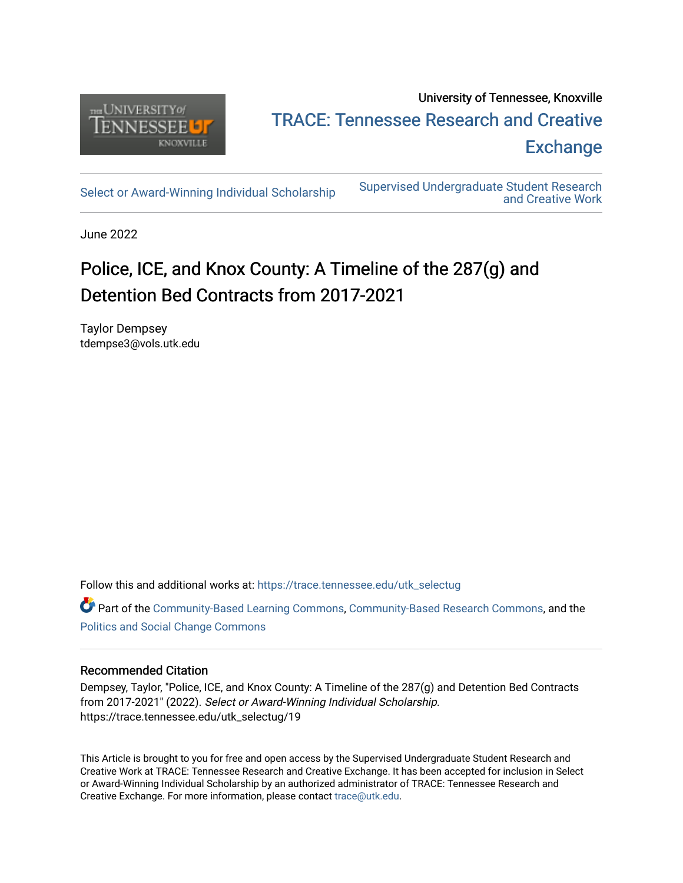University of Tennessee, Knoxville

TRACE: Tennessee Research and Creative Exchange

Select or Award-Winning Individual Scholarship

Supervised Undergraduate Student Research and Creative Work

June 2022

# Police, ICE, and Knox County: A Timeline of the 287(g) and Detention Bed Contracts from 2017-2021

Taylor Dempsey
tdempse3@vols.utk.edu

Follow this and additional works at: https://trace.tennessee.edu/utk_selectug

Part of the Community-Based Learning Commons, Community-Based Research Commons, and the Politics and Social Change Commons

### Recommended Citation

Dempsey, Taylor, "Police, ICE, and Knox County: A Timeline of the 287(g) and Detention Bed Contracts from 2017-2021" (2022). *Select or Award-Winning Individual Scholarship.*
https://trace.tennessee.edu/utk_selectug/19

This Article is brought to you for free and open access by the Supervised Undergraduate Student Research and Creative Work at TRACE: Tennessee Research and Creative Exchange. It has been accepted for inclusion in Select or Award-Winning Individual Scholarship by an authorized administrator of TRACE: Tennessee Research and Creative Exchange. For more information, please contact trace@utk.edu.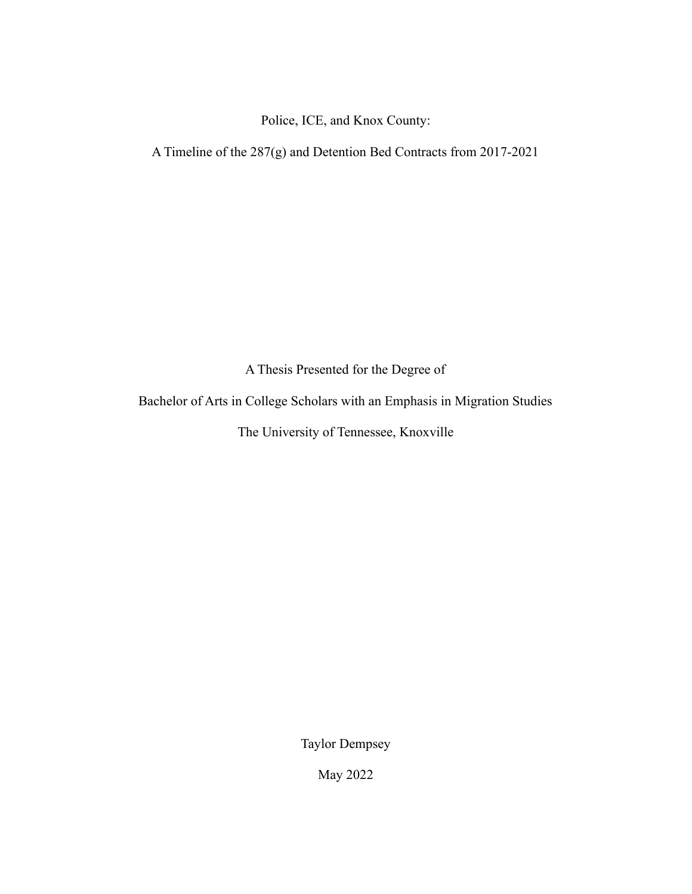# Police, ICE, and Knox County:

# A Timeline of the 287(g) and Detention Bed Contracts from 2017-2021

A Thesis Presented for the Degree of

Bachelor of Arts in College Scholars with an Emphasis in Migration Studies

The University of Tennessee, Knoxville

Taylor Dempsey

May 2022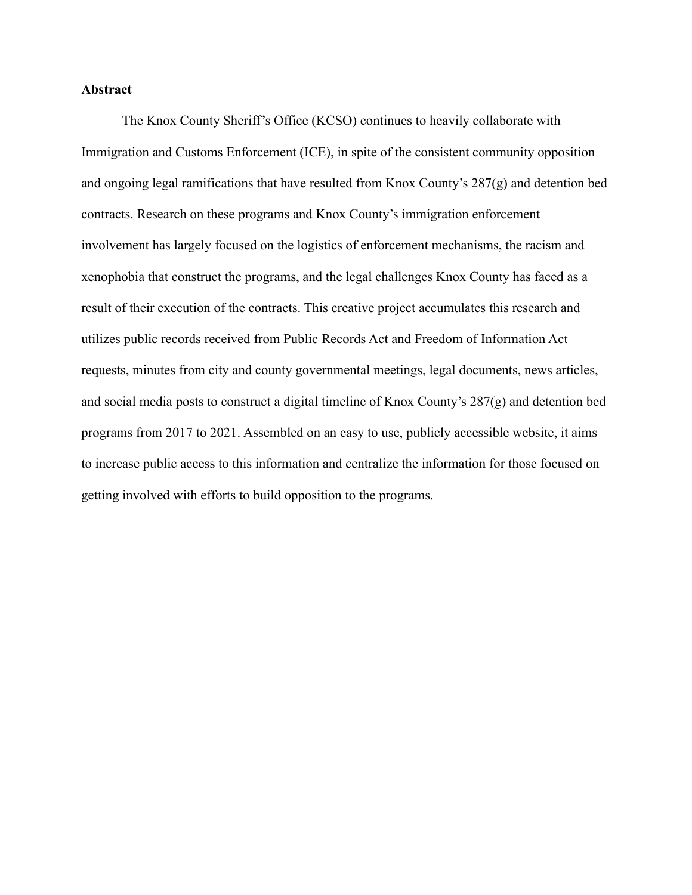**Abstract**

The Knox County Sheriff's Office (KCSO) continues to heavily collaborate with Immigration and Customs Enforcement (ICE), in spite of the consistent community opposition and ongoing legal ramifications that have resulted from Knox County's 287(g) and detention bed contracts. Research on these programs and Knox County's immigration enforcement involvement has largely focused on the logistics of enforcement mechanisms, the racism and xenophobia that construct the programs, and the legal challenges Knox County has faced as a result of their execution of the contracts. This creative project accumulates this research and utilizes public records received from Public Records Act and Freedom of Information Act requests, minutes from city and county governmental meetings, legal documents, news articles, and social media posts to construct a digital timeline of Knox County's 287(g) and detention bed programs from 2017 to 2021. Assembled on an easy to use, publicly accessible website, it aims to increase public access to this information and centralize the information for those focused on getting involved with efforts to build opposition to the programs.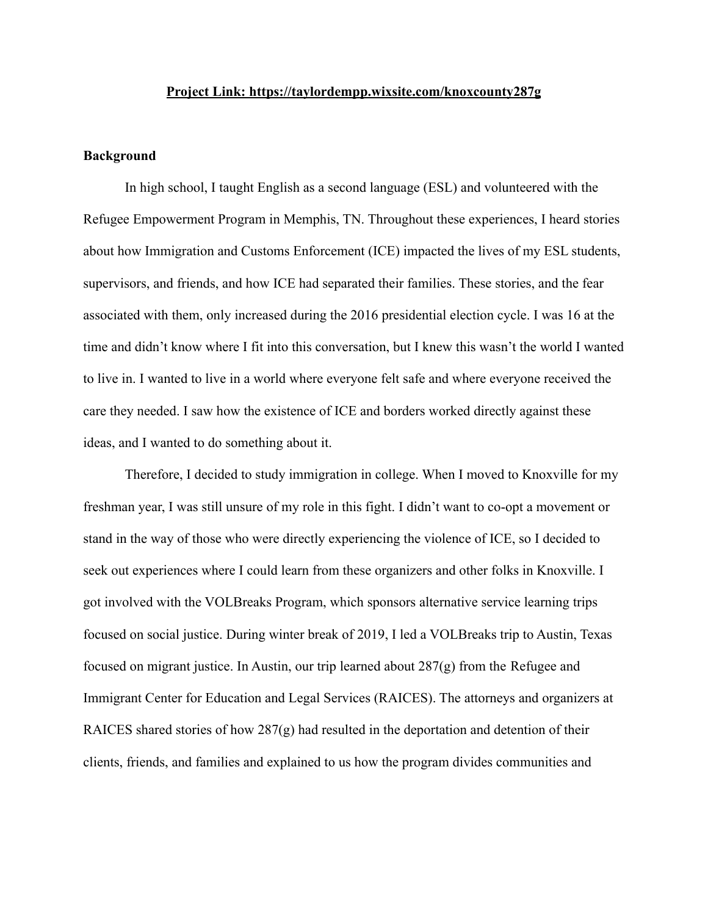**Project Link: https://taylordempp.wixsite.com/knoxcounty287g**

## Background

In high school, I taught English as a second language (ESL) and volunteered with the Refugee Empowerment Program in Memphis, TN. Throughout these experiences, I heard stories about how Immigration and Customs Enforcement (ICE) impacted the lives of my ESL students, supervisors, and friends, and how ICE had separated their families. These stories, and the fear associated with them, only increased during the 2016 presidential election cycle. I was 16 at the time and didn't know where I fit into this conversation, but I knew this wasn't the world I wanted to live in. I wanted to live in a world where everyone felt safe and where everyone received the care they needed. I saw how the existence of ICE and borders worked directly against these ideas, and I wanted to do something about it.

Therefore, I decided to study immigration in college. When I moved to Knoxville for my freshman year, I was still unsure of my role in this fight. I didn't want to co-opt a movement or stand in the way of those who were directly experiencing the violence of ICE, so I decided to seek out experiences where I could learn from these organizers and other folks in Knoxville. I got involved with the VOLBreaks Program, which sponsors alternative service learning trips focused on social justice. During winter break of 2019, I led a VOLBreaks trip to Austin, Texas focused on migrant justice. In Austin, our trip learned about 287(g) from the Refugee and Immigrant Center for Education and Legal Services (RAICES). The attorneys and organizers at RAICES shared stories of how 287(g) had resulted in the deportation and detention of their clients, friends, and families and explained to us how the program divides communities and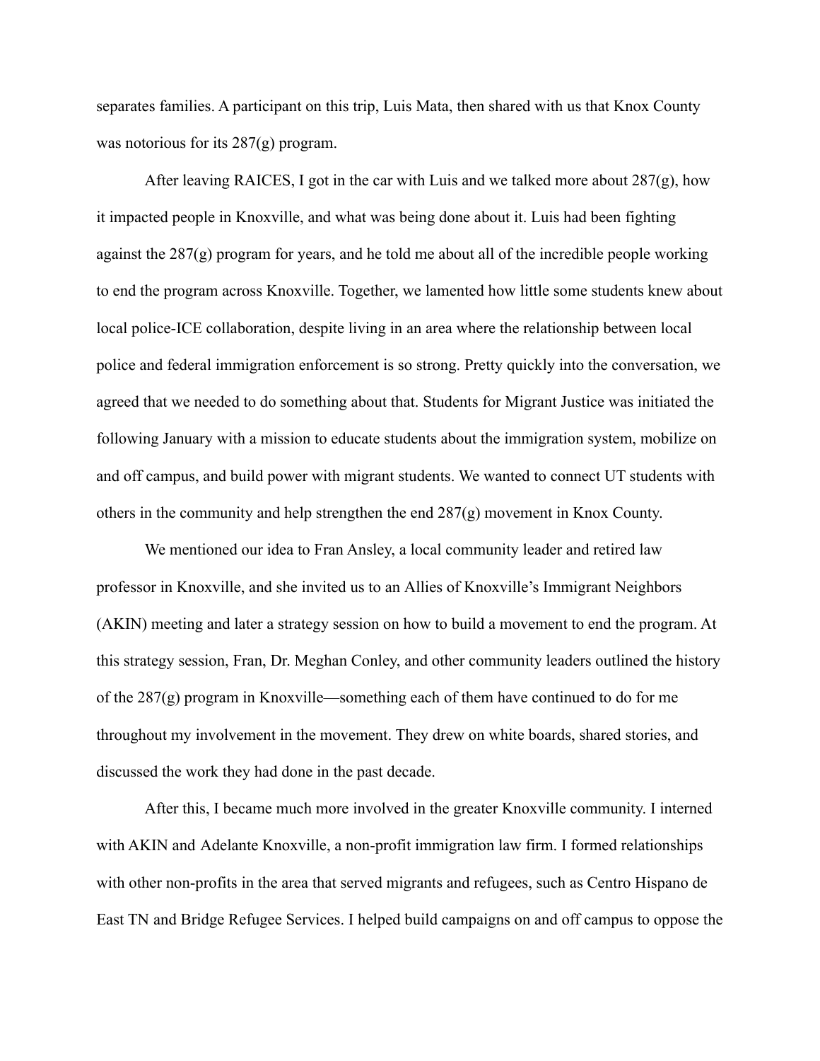separates families. A participant on this trip, Luis Mata, then shared with us that Knox County was notorious for its 287(g) program.

After leaving RAICES, I got in the car with Luis and we talked more about 287(g), how it impacted people in Knoxville, and what was being done about it. Luis had been fighting against the 287(g) program for years, and he told me about all of the incredible people working to end the program across Knoxville. Together, we lamented how little some students knew about local police-ICE collaboration, despite living in an area where the relationship between local police and federal immigration enforcement is so strong. Pretty quickly into the conversation, we agreed that we needed to do something about that. Students for Migrant Justice was initiated the following January with a mission to educate students about the immigration system, mobilize on and off campus, and build power with migrant students. We wanted to connect UT students with others in the community and help strengthen the end 287(g) movement in Knox County.

We mentioned our idea to Fran Ansley, a local community leader and retired law professor in Knoxville, and she invited us to an Allies of Knoxville's Immigrant Neighbors (AKIN) meeting and later a strategy session on how to build a movement to end the program. At this strategy session, Fran, Dr. Meghan Conley, and other community leaders outlined the history of the 287(g) program in Knoxville—something each of them have continued to do for me throughout my involvement in the movement. They drew on white boards, shared stories, and discussed the work they had done in the past decade.

After this, I became much more involved in the greater Knoxville community. I interned with AKIN and Adelante Knoxville, a non-profit immigration law firm. I formed relationships with other non-profits in the area that served migrants and refugees, such as Centro Hispano de East TN and Bridge Refugee Services. I helped build campaigns on and off campus to oppose the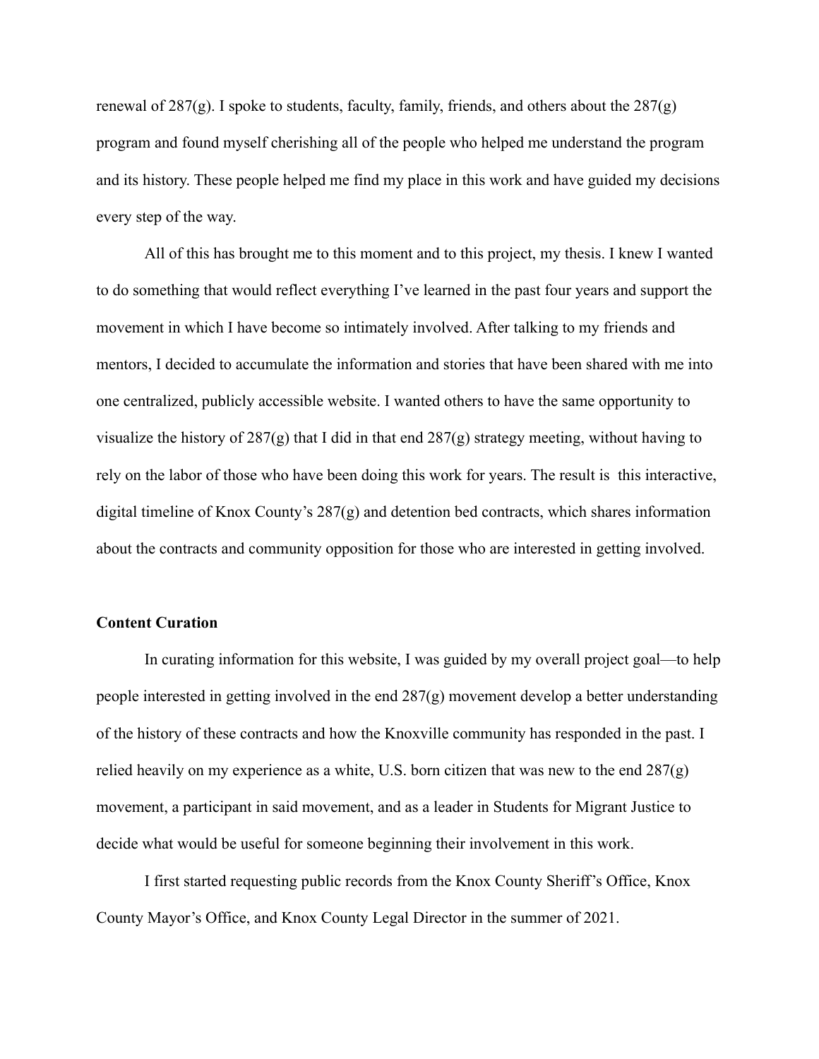renewal of 287(g). I spoke to students, faculty, family, friends, and others about the 287(g) program and found myself cherishing all of the people who helped me understand the program and its history. These people helped me find my place in this work and have guided my decisions every step of the way.

All of this has brought me to this moment and to this project, my thesis. I knew I wanted to do something that would reflect everything I've learned in the past four years and support the movement in which I have become so intimately involved. After talking to my friends and mentors, I decided to accumulate the information and stories that have been shared with me into one centralized, publicly accessible website. I wanted others to have the same opportunity to visualize the history of 287(g) that I did in that end 287(g) strategy meeting, without having to rely on the labor of those who have been doing this work for years. The result is this interactive, digital timeline of Knox County's 287(g) and detention bed contracts, which shares information about the contracts and community opposition for those who are interested in getting involved.

**Content Curation**

In curating information for this website, I was guided by my overall project goal—to help people interested in getting involved in the end 287(g) movement develop a better understanding of the history of these contracts and how the Knoxville community has responded in the past. I relied heavily on my experience as a white, U.S. born citizen that was new to the end 287(g) movement, a participant in said movement, and as a leader in Students for Migrant Justice to decide what would be useful for someone beginning their involvement in this work.

I first started requesting public records from the Knox County Sheriff's Office, Knox County Mayor's Office, and Knox County Legal Director in the summer of 2021.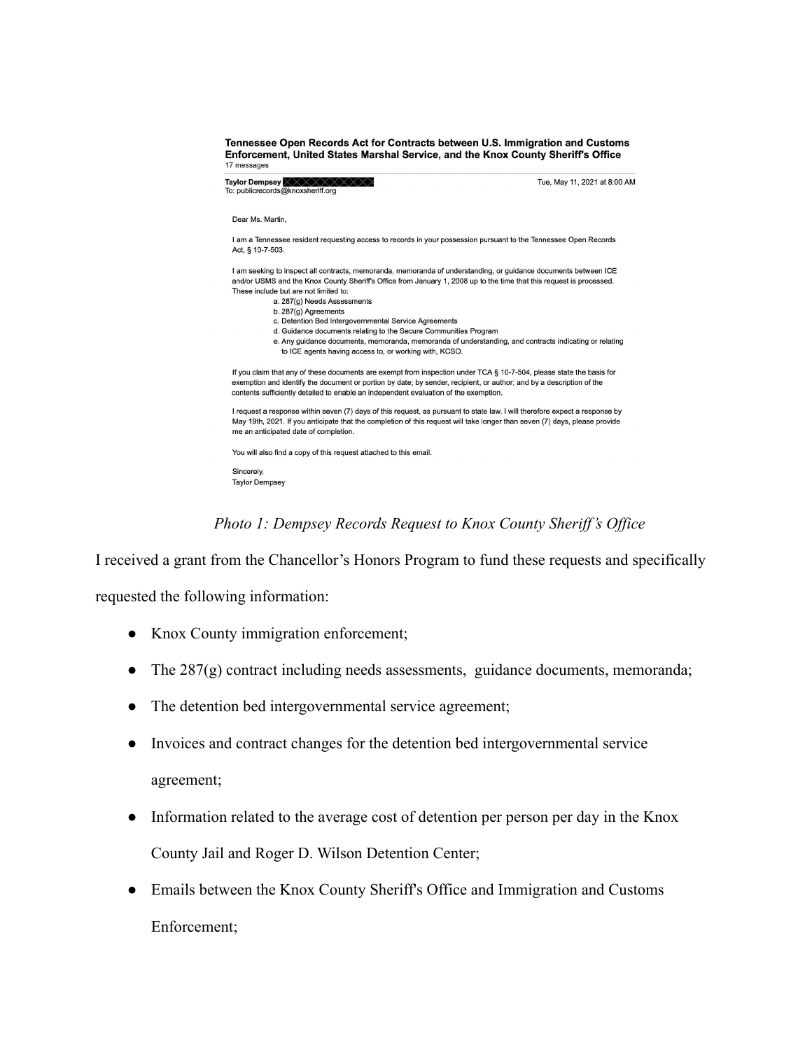**Tennessee Open Records Act for Contracts between U.S. Immigration and Customs Enforcement, United States Marshal Service, and the Knox County Sheriff's Office**
17 messages

**Taylor Dempsey** Tue, May 11, 2021 at 8:00 AM
To: publicrecords@knoxsheriff.org

Dear Ms. Martin,

I am a Tennessee resident requesting access to records in your possession pursuant to the Tennessee Open Records Act, § 10-7-503.

I am seeking to inspect all contracts, memoranda, memoranda of understanding, or guidance documents between ICE and/or USMS and the Knox County Sheriff's Office from January 1, 2008 up to the time that this request is processed. These include but are not limited to:

a. 287(g) Needs Assessments
b. 287(g) Agreements
c. Detention Bed Intergovernmental Service Agreements
d. Guidance documents relating to the Secure Communities Program
e. Any guidance documents, memoranda, memoranda of understanding, and contracts indicating or relating to ICE agents having access to, or working with, KCSO.

If you claim that any of these documents are exempt from inspection under TCA § 10-7-504, please state the basis for exemption and identify the document or portion by date; by sender, recipient, or author; and by a description of the contents sufficiently detailed to enable an independent evaluation of the exemption.

I request a response within seven (7) days of this request, as pursuant to state law. I will therefore expect a response by May 19th, 2021. If you anticipate that the completion of this request will take longer than seven (7) days, please provide me an anticipated date of completion.

You will also find a copy of this request attached to this email.

Sincerely,
Taylor Dempsey

*Photo 1: Dempsey Records Request to Knox County Sheriff's Office*

I received a grant from the Chancellor's Honors Program to fund these requests and specifically requested the following information:

- Knox County immigration enforcement;
- The 287(g) contract including needs assessments, guidance documents, memoranda;
- The detention bed intergovernmental service agreement;
- Invoices and contract changes for the detention bed intergovernmental service agreement;
- Information related to the average cost of detention per person per day in the Knox County Jail and Roger D. Wilson Detention Center;
- Emails between the Knox County Sheriff's Office and Immigration and Customs Enforcement;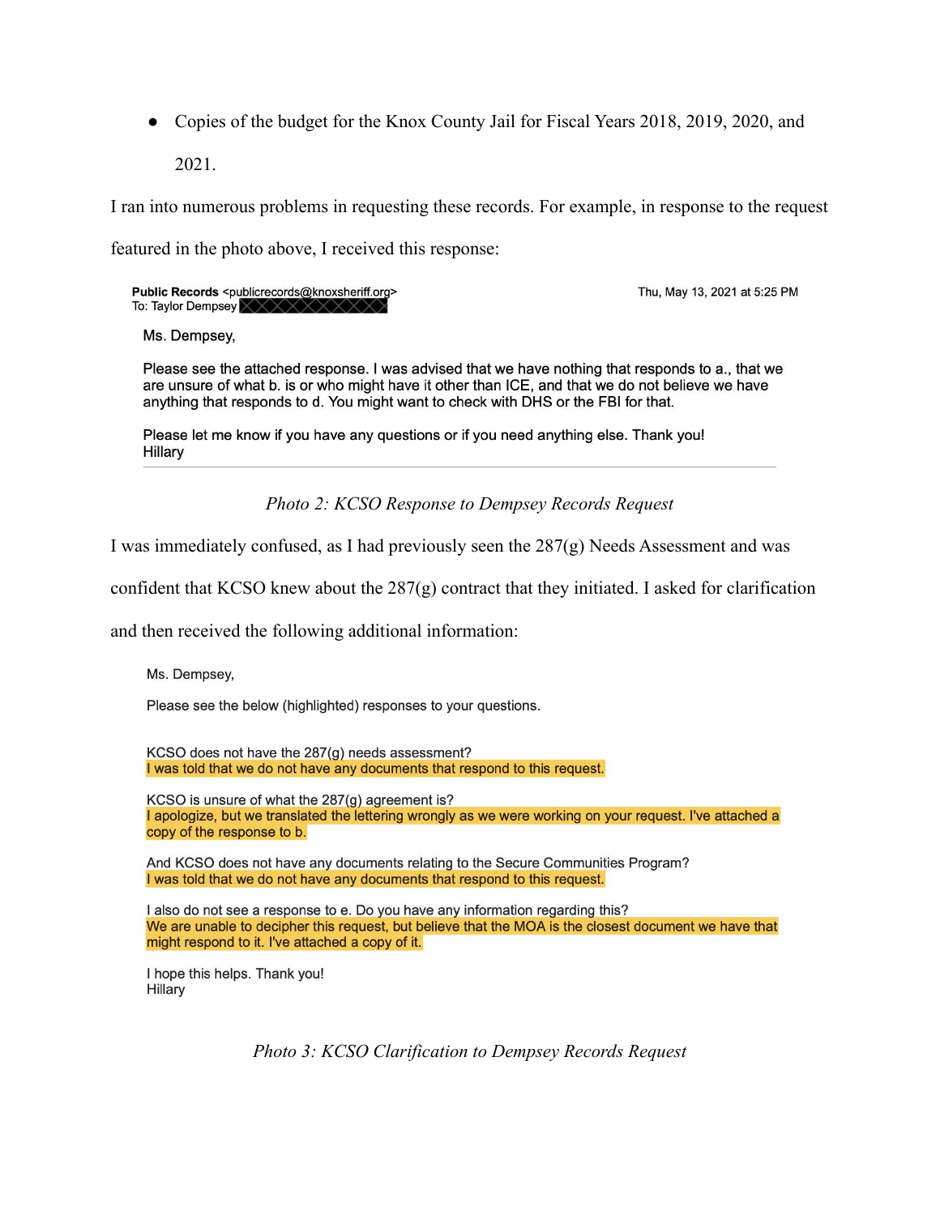- Copies of the budget for the Knox County Jail for Fiscal Years 2018, 2019, 2020, and 2021.

I ran into numerous problems in requesting these records. For example, in response to the request featured in the photo above, I received this response:

> **Public Records** <publicrecords@knoxsheriff.org> Thu, May 13, 2021 at 5:25 PM
> To: Taylor Dempsey
>
> Ms. Dempsey,
>
> Please see the attached response. I was advised that we have nothing that responds to a., that we are unsure of what b. is or who might have it other than ICE, and that we do not believe we have anything that responds to d. You might want to check with DHS or the FBI for that.
>
> Please let me know if you have any questions or if you need anything else. Thank you!
> Hillary

*Photo 2: KCSO Response to Dempsey Records Request*

I was immediately confused, as I had previously seen the 287(g) Needs Assessment and was confident that KCSO knew about the 287(g) contract that they initiated. I asked for clarification and then received the following additional information:

> Ms. Dempsey,
>
> Please see the below (highlighted) responses to your questions.
>
> KCSO does not have the 287(g) needs assessment?
> I was told that we do not have any documents that respond to this request.
>
> KCSO is unsure of what the 287(g) agreement is?
> I apologize, but we translated the lettering wrongly as we were working on your request. I've attached a copy of the response to b.
>
> And KCSO does not have any documents relating to the Secure Communities Program?
> I was told that we do not have any documents that respond to this request.
>
> I also do not see a response to e. Do you have any information regarding this?
> We are unable to decipher this request, but believe that the MOA is the closest document we have that might respond to it. I've attached a copy of it.
>
> I hope this helps. Thank you!
> Hillary

*Photo 3: KCSO Clarification to Dempsey Records Request*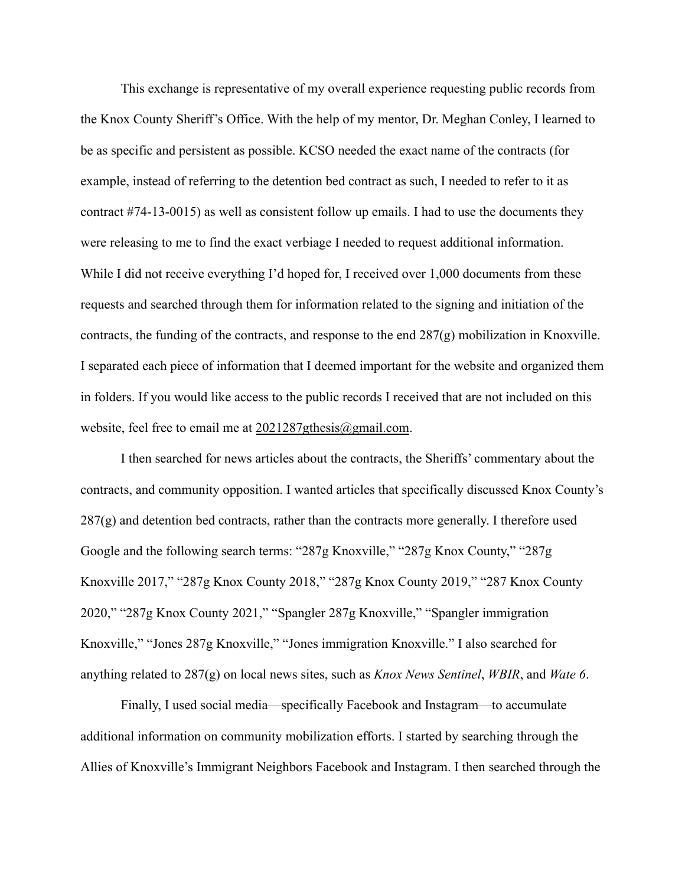This exchange is representative of my overall experience requesting public records from the Knox County Sheriff's Office. With the help of my mentor, Dr. Meghan Conley, I learned to be as specific and persistent as possible. KCSO needed the exact name of the contracts (for example, instead of referring to the detention bed contract as such, I needed to refer to it as contract #74-13-0015) as well as consistent follow up emails. I had to use the documents they were releasing to me to find the exact verbiage I needed to request additional information. While I did not receive everything I'd hoped for, I received over 1,000 documents from these requests and searched through them for information related to the signing and initiation of the contracts, the funding of the contracts, and response to the end 287(g) mobilization in Knoxville. I separated each piece of information that I deemed important for the website and organized them in folders. If you would like access to the public records I received that are not included on this website, feel free to email me at 2021287gthesis@gmail.com.

I then searched for news articles about the contracts, the Sheriffs' commentary about the contracts, and community opposition. I wanted articles that specifically discussed Knox County's 287(g) and detention bed contracts, rather than the contracts more generally. I therefore used Google and the following search terms: "287g Knoxville," "287g Knox County," "287g Knoxville 2017," "287g Knox County 2018," "287g Knox County 2019," "287 Knox County 2020," "287g Knox County 2021," "Spangler 287g Knoxville," "Spangler immigration Knoxville," "Jones 287g Knoxville," "Jones immigration Knoxville." I also searched for anything related to 287(g) on local news sites, such as *Knox News Sentinel*, *WBIR*, and *Wate 6*.

Finally, I used social media—specifically Facebook and Instagram—to accumulate additional information on community mobilization efforts. I started by searching through the Allies of Knoxville's Immigrant Neighbors Facebook and Instagram. I then searched through the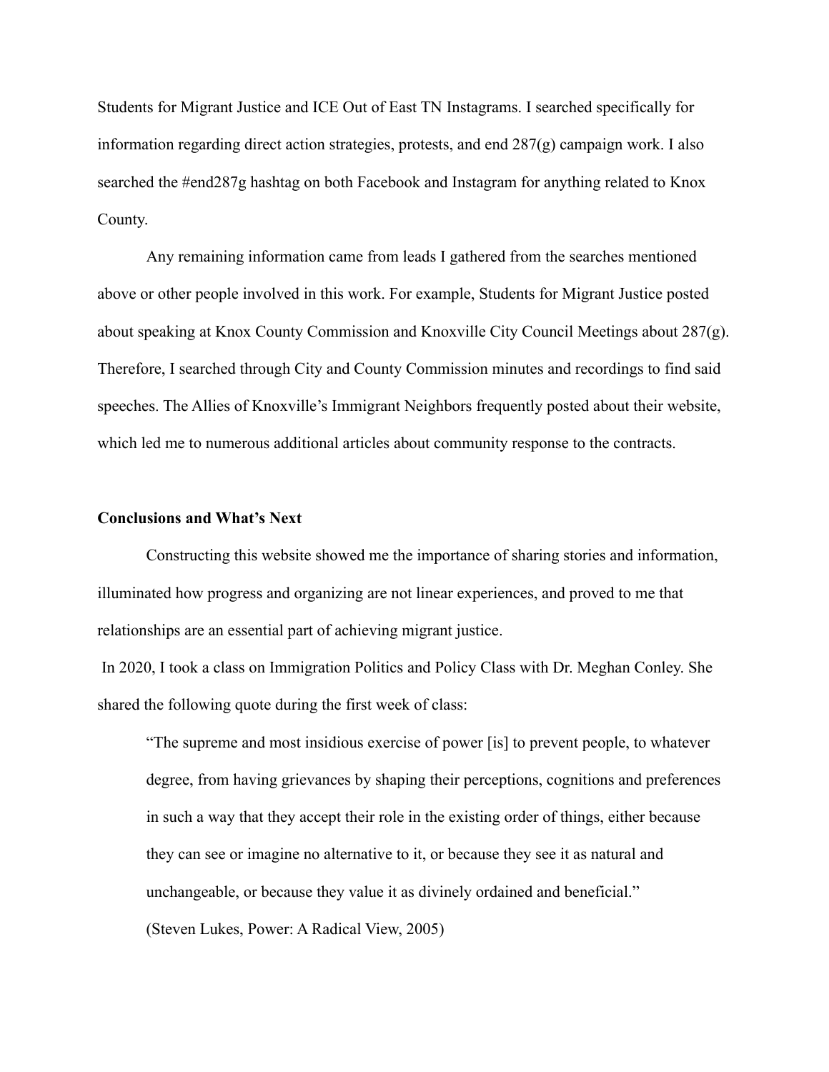Students for Migrant Justice and ICE Out of East TN Instagrams. I searched specifically for information regarding direct action strategies, protests, and end 287(g) campaign work. I also searched the #end287g hashtag on both Facebook and Instagram for anything related to Knox County.

Any remaining information came from leads I gathered from the searches mentioned above or other people involved in this work. For example, Students for Migrant Justice posted about speaking at Knox County Commission and Knoxville City Council Meetings about 287(g). Therefore, I searched through City and County Commission minutes and recordings to find said speeches. The Allies of Knoxville's Immigrant Neighbors frequently posted about their website, which led me to numerous additional articles about community response to the contracts.

**Conclusions and What's Next**

Constructing this website showed me the importance of sharing stories and information, illuminated how progress and organizing are not linear experiences, and proved to me that relationships are an essential part of achieving migrant justice.

In 2020, I took a class on Immigration Politics and Policy Class with Dr. Meghan Conley. She shared the following quote during the first week of class:

> "The supreme and most insidious exercise of power [is] to prevent people, to whatever degree, from having grievances by shaping their perceptions, cognitions and preferences in such a way that they accept their role in the existing order of things, either because they can see or imagine no alternative to it, or because they see it as natural and unchangeable, or because they value it as divinely ordained and beneficial."
>
> (Steven Lukes, Power: A Radical View, 2005)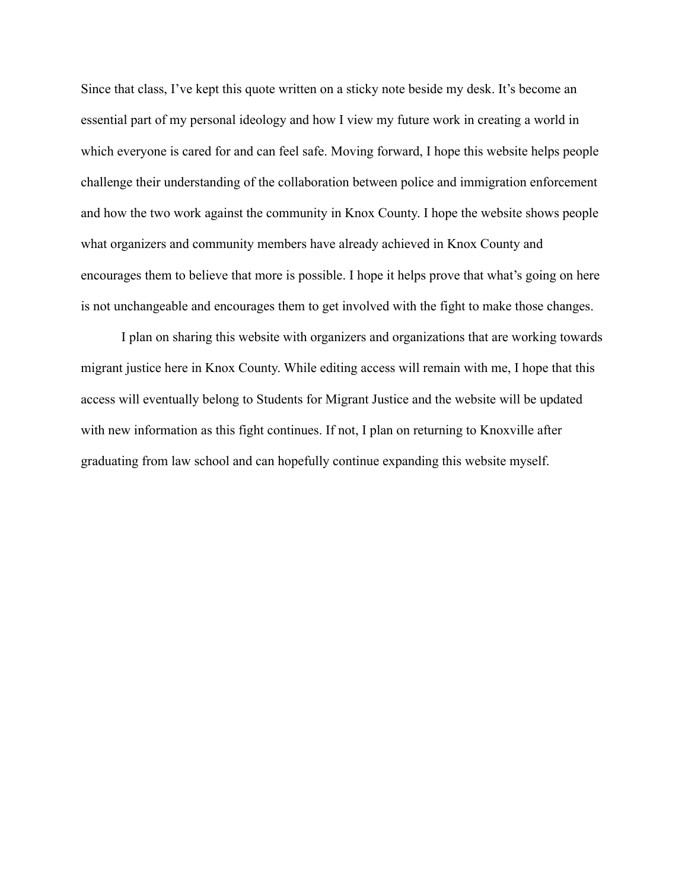Since that class, I’ve kept this quote written on a sticky note beside my desk. It’s become an essential part of my personal ideology and how I view my future work in creating a world in which everyone is cared for and can feel safe. Moving forward, I hope this website helps people challenge their understanding of the collaboration between police and immigration enforcement and how the two work against the community in Knox County. I hope the website shows people what organizers and community members have already achieved in Knox County and encourages them to believe that more is possible. I hope it helps prove that what’s going on here is not unchangeable and encourages them to get involved with the fight to make those changes.

I plan on sharing this website with organizers and organizations that are working towards migrant justice here in Knox County. While editing access will remain with me, I hope that this access will eventually belong to Students for Migrant Justice and the website will be updated with new information as this fight continues. If not, I plan on returning to Knoxville after graduating from law school and can hopefully continue expanding this website myself.